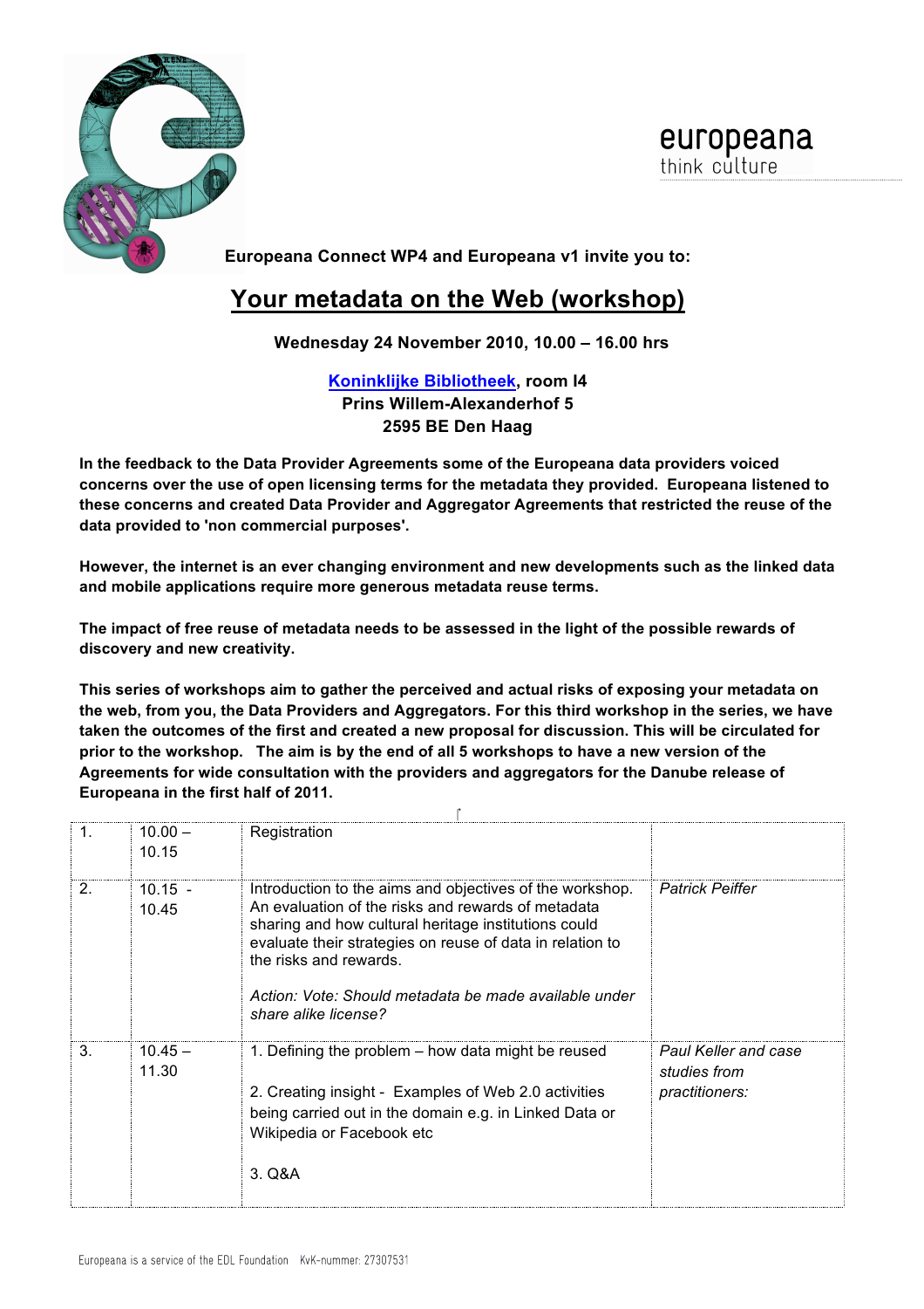europeana
think culture

**Europeana Connect WP4 and Europeana v1 invite you to:**

# Your metadata on the Web (workshop)

**Wednesday 24 November 2010, 10.00 – 16.00 hrs**

**Koninklijke Bibliotheek, room I4**
**Prins Willem-Alexanderhof 5**
**2595 BE Den Haag**

**In the feedback to the Data Provider Agreements some of the Europeana data providers voiced concerns over the use of open licensing terms for the metadata they provided. Europeana listened to these concerns and created Data Provider and Aggregator Agreements that restricted the reuse of the data provided to 'non commercial purposes'.**

**However, the internet is an ever changing environment and new developments such as the linked data and mobile applications require more generous metadata reuse terms.**

**The impact of free reuse of metadata needs to be assessed in the light of the possible rewards of discovery and new creativity.**

**This series of workshops aim to gather the perceived and actual risks of exposing your metadata on the web, from you, the Data Providers and Aggregators. For this third workshop in the series, we have taken the outcomes of the first and created a new proposal for discussion. This will be circulated for prior to the workshop. The aim is by the end of all 5 workshops to have a new version of the Agreements for wide consultation with the providers and aggregators for the Danube release of Europeana in the first half of 2011.**

| | | | |
|---|---|---|---|
| 1. | 10.00 – 10.15 | Registration | |
| 2. | 10.15 - 10.45 | Introduction to the aims and objectives of the workshop. An evaluation of the risks and rewards of metadata sharing and how cultural heritage institutions could evaluate their strategies on reuse of data in relation to the risks and rewards.<br><br>*Action: Vote: Should metadata be made available under share alike license?* | *Patrick Peiffer* |
| 3. | 10.45 – 11.30 | 1. Defining the problem – how data might be reused<br><br>2. Creating insight - Examples of Web 2.0 activities being carried out in the domain e.g. in Linked Data or Wikipedia or Facebook etc<br><br>3. Q&A | *Paul Keller and case studies from practitioners:* |

Europeana is a service of the EDL Foundation KvK-nummer: 27307531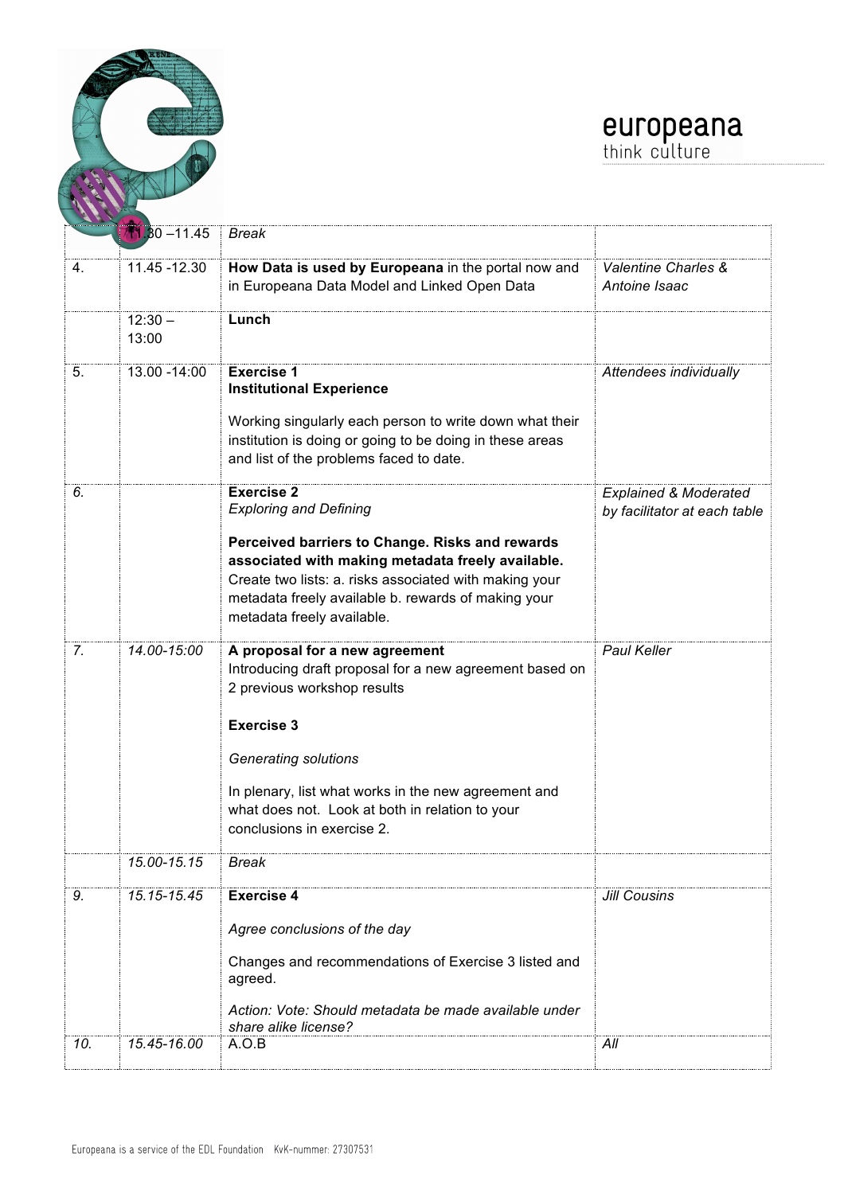| | | | |
|---|---|---|---|
| | 11.30 –11.45 | *Break* | |
| 4. | 11.45 -12.30 | **How Data is used by Europeana** in the portal now and in Europeana Data Model and Linked Open Data | *Valentine Charles & Antoine Isaac* |
| | 12:30 – 13:00 | **Lunch** | |
| 5. | 13.00 -14:00 | **Exercise 1**<br>**Institutional Experience**<br><br>Working singularly each person to write down what their institution is doing or going to be doing in these areas and list of the problems faced to date. | *Attendees individually* |
| *6.* | | **Exercise 2**<br>*Exploring and Defining*<br><br>**Perceived barriers to Change. Risks and rewards associated with making metadata freely available.** Create two lists: a. risks associated with making your metadata freely available b. rewards of making your metadata freely available. | *Explained & Moderated by facilitator at each table* |
| *7.* | *14.00-15:00* | **A proposal for a new agreement**<br>Introducing draft proposal for a new agreement based on 2 previous workshop results<br><br>**Exercise 3**<br><br>*Generating solutions*<br><br>In plenary, list what works in the new agreement and what does not. Look at both in relation to your conclusions in exercise 2. | *Paul Keller* |
| | *15.00-15.15* | *Break* | |
| *9.* | *15.15-15.45* | **Exercise 4**<br><br>*Agree conclusions of the day*<br><br>Changes and recommendations of Exercise 3 listed and agreed.<br><br>*Action: Vote: Should metadata be made available under share alike license?* | *Jill Cousins* |
| *10.* | *15.45-16.00* | A.O.B | *All* |

Europeana is a service of the EDL Foundation KvK-nummer: 27307531